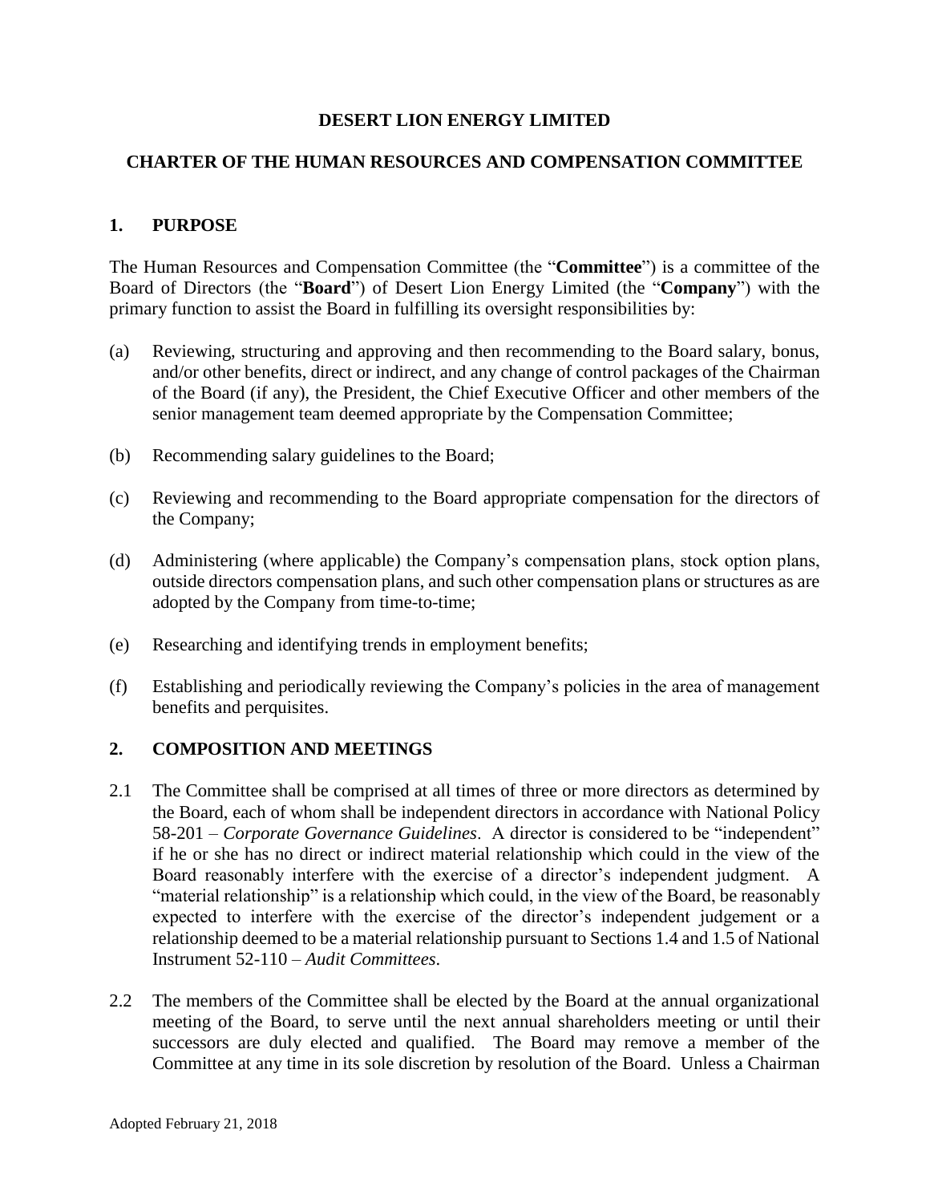# DESERT LION ENERGY LIMITED

## CHARTER OF THE HUMAN RESOURCES AND COMPENSATION COMMITTEE

### 1. PURPOSE

The Human Resources and Compensation Committee (the "**Committee**") is a committee of the Board of Directors (the "**Board**") of Desert Lion Energy Limited (the "**Company**") with the primary function to assist the Board in fulfilling its oversight responsibilities by:

(a) Reviewing, structuring and approving and then recommending to the Board salary, bonus, and/or other benefits, direct or indirect, and any change of control packages of the Chairman of the Board (if any), the President, the Chief Executive Officer and other members of the senior management team deemed appropriate by the Compensation Committee;

(b) Recommending salary guidelines to the Board;

(c) Reviewing and recommending to the Board appropriate compensation for the directors of the Company;

(d) Administering (where applicable) the Company's compensation plans, stock option plans, outside directors compensation plans, and such other compensation plans or structures as are adopted by the Company from time-to-time;

(e) Researching and identifying trends in employment benefits;

(f) Establishing and periodically reviewing the Company's policies in the area of management benefits and perquisites.

### 2. COMPOSITION AND MEETINGS

2.1 The Committee shall be comprised at all times of three or more directors as determined by the Board, each of whom shall be independent directors in accordance with National Policy 58-201 – *Corporate Governance Guidelines*. A director is considered to be "independent" if he or she has no direct or indirect material relationship which could in the view of the Board reasonably interfere with the exercise of a director's independent judgment. A "material relationship" is a relationship which could, in the view of the Board, be reasonably expected to interfere with the exercise of the director's independent judgement or a relationship deemed to be a material relationship pursuant to Sections 1.4 and 1.5 of National Instrument 52-110 – *Audit Committees*.

2.2 The members of the Committee shall be elected by the Board at the annual organizational meeting of the Board, to serve until the next annual shareholders meeting or until their successors are duly elected and qualified. The Board may remove a member of the Committee at any time in its sole discretion by resolution of the Board. Unless a Chairman

Adopted February 21, 2018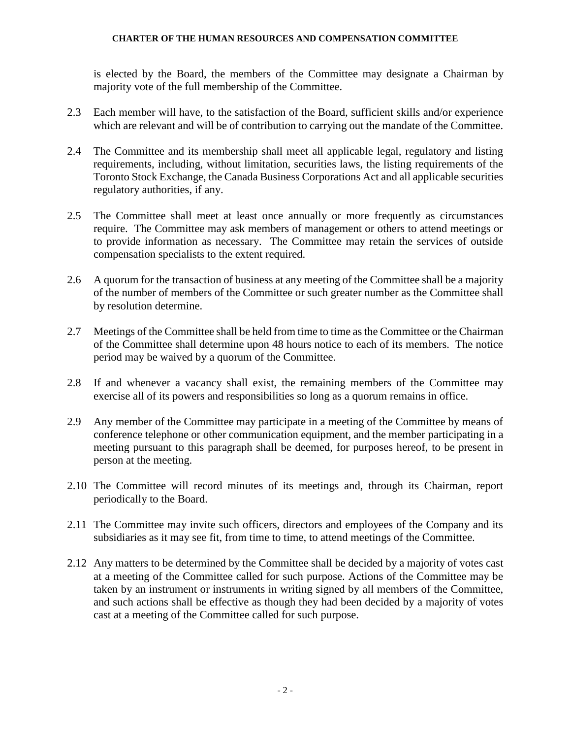is elected by the Board, the members of the Committee may designate a Chairman by majority vote of the full membership of the Committee.

2.3 Each member will have, to the satisfaction of the Board, sufficient skills and/or experience which are relevant and will be of contribution to carrying out the mandate of the Committee.

2.4 The Committee and its membership shall meet all applicable legal, regulatory and listing requirements, including, without limitation, securities laws, the listing requirements of the Toronto Stock Exchange, the Canada Business Corporations Act and all applicable securities regulatory authorities, if any.

2.5 The Committee shall meet at least once annually or more frequently as circumstances require. The Committee may ask members of management or others to attend meetings or to provide information as necessary. The Committee may retain the services of outside compensation specialists to the extent required.

2.6 A quorum for the transaction of business at any meeting of the Committee shall be a majority of the number of members of the Committee or such greater number as the Committee shall by resolution determine.

2.7 Meetings of the Committee shall be held from time to time as the Committee or the Chairman of the Committee shall determine upon 48 hours notice to each of its members. The notice period may be waived by a quorum of the Committee.

2.8 If and whenever a vacancy shall exist, the remaining members of the Committee may exercise all of its powers and responsibilities so long as a quorum remains in office.

2.9 Any member of the Committee may participate in a meeting of the Committee by means of conference telephone or other communication equipment, and the member participating in a meeting pursuant to this paragraph shall be deemed, for purposes hereof, to be present in person at the meeting.

2.10 The Committee will record minutes of its meetings and, through its Chairman, report periodically to the Board.

2.11 The Committee may invite such officers, directors and employees of the Company and its subsidiaries as it may see fit, from time to time, to attend meetings of the Committee.

2.12 Any matters to be determined by the Committee shall be decided by a majority of votes cast at a meeting of the Committee called for such purpose. Actions of the Committee may be taken by an instrument or instruments in writing signed by all members of the Committee, and such actions shall be effective as though they had been decided by a majority of votes cast at a meeting of the Committee called for such purpose.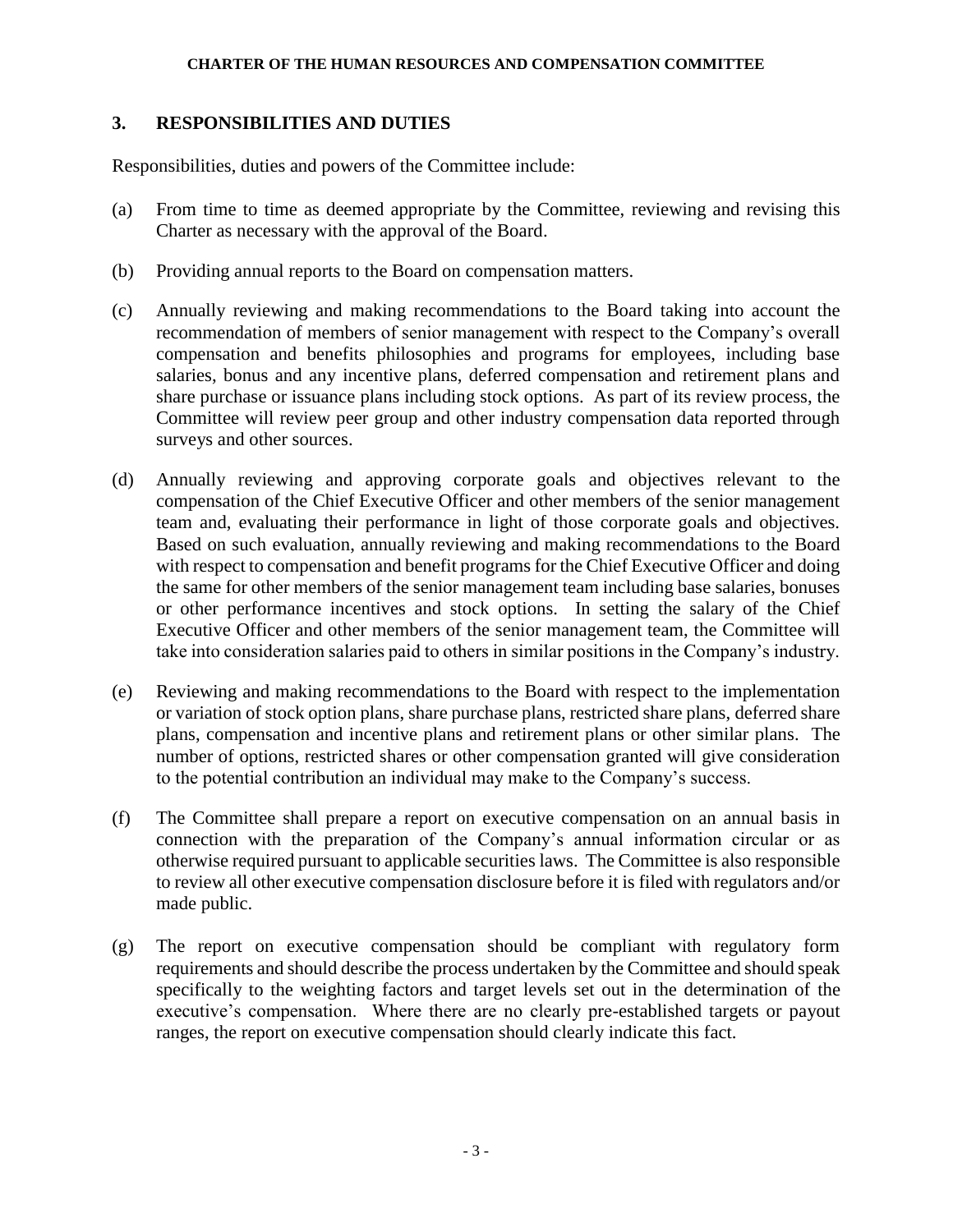## 3. RESPONSIBILITIES AND DUTIES

Responsibilities, duties and powers of the Committee include:

(a) From time to time as deemed appropriate by the Committee, reviewing and revising this Charter as necessary with the approval of the Board.

(b) Providing annual reports to the Board on compensation matters.

(c) Annually reviewing and making recommendations to the Board taking into account the recommendation of members of senior management with respect to the Company's overall compensation and benefits philosophies and programs for employees, including base salaries, bonus and any incentive plans, deferred compensation and retirement plans and share purchase or issuance plans including stock options. As part of its review process, the Committee will review peer group and other industry compensation data reported through surveys and other sources.

(d) Annually reviewing and approving corporate goals and objectives relevant to the compensation of the Chief Executive Officer and other members of the senior management team and, evaluating their performance in light of those corporate goals and objectives. Based on such evaluation, annually reviewing and making recommendations to the Board with respect to compensation and benefit programs for the Chief Executive Officer and doing the same for other members of the senior management team including base salaries, bonuses or other performance incentives and stock options. In setting the salary of the Chief Executive Officer and other members of the senior management team, the Committee will take into consideration salaries paid to others in similar positions in the Company's industry.

(e) Reviewing and making recommendations to the Board with respect to the implementation or variation of stock option plans, share purchase plans, restricted share plans, deferred share plans, compensation and incentive plans and retirement plans or other similar plans. The number of options, restricted shares or other compensation granted will give consideration to the potential contribution an individual may make to the Company's success.

(f) The Committee shall prepare a report on executive compensation on an annual basis in connection with the preparation of the Company's annual information circular or as otherwise required pursuant to applicable securities laws. The Committee is also responsible to review all other executive compensation disclosure before it is filed with regulators and/or made public.

(g) The report on executive compensation should be compliant with regulatory form requirements and should describe the process undertaken by the Committee and should speak specifically to the weighting factors and target levels set out in the determination of the executive's compensation. Where there are no clearly pre-established targets or payout ranges, the report on executive compensation should clearly indicate this fact.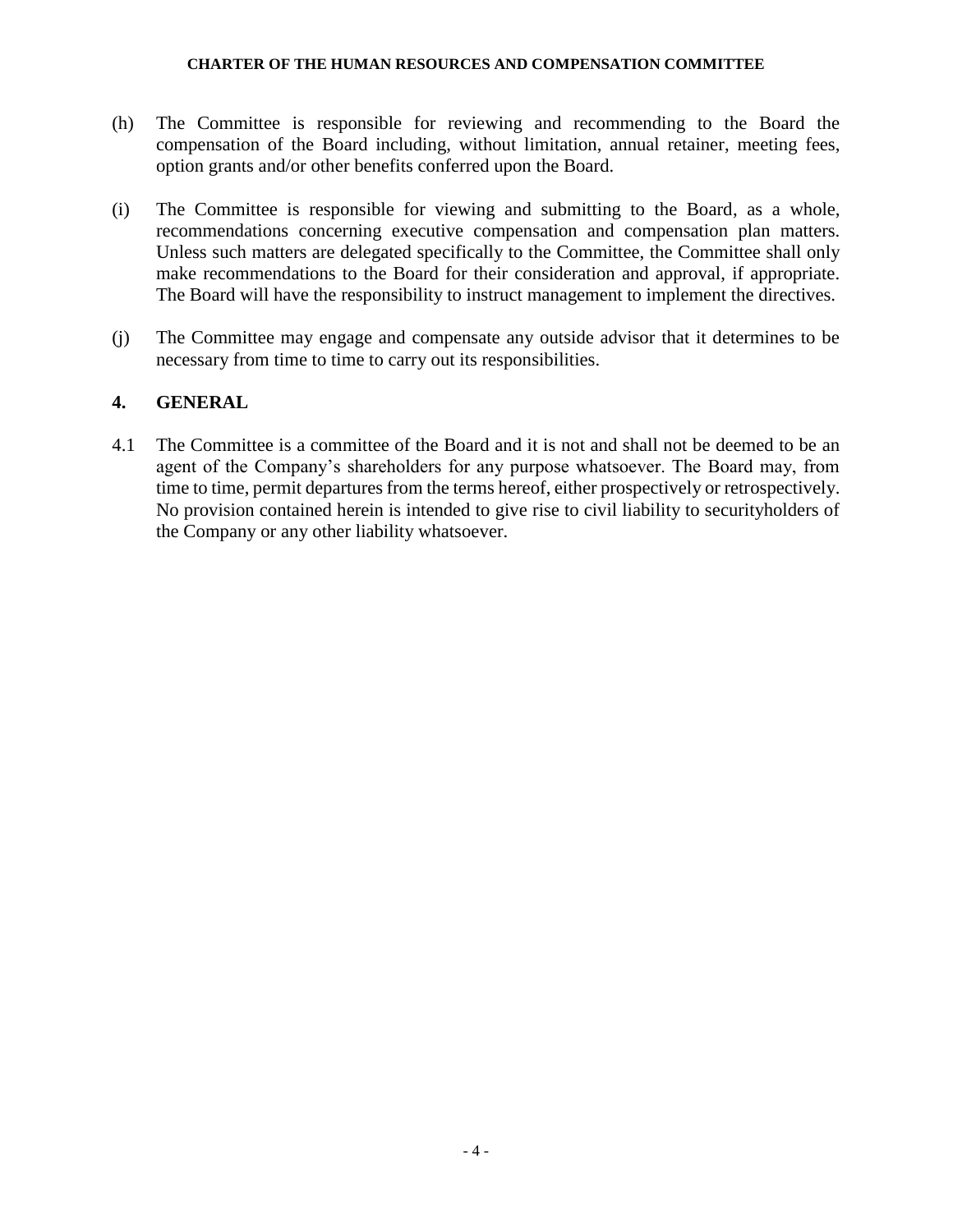(h) The Committee is responsible for reviewing and recommending to the Board the compensation of the Board including, without limitation, annual retainer, meeting fees, option grants and/or other benefits conferred upon the Board.

(i) The Committee is responsible for viewing and submitting to the Board, as a whole, recommendations concerning executive compensation and compensation plan matters. Unless such matters are delegated specifically to the Committee, the Committee shall only make recommendations to the Board for their consideration and approval, if appropriate. The Board will have the responsibility to instruct management to implement the directives.

(j) The Committee may engage and compensate any outside advisor that it determines to be necessary from time to time to carry out its responsibilities.

## 4. GENERAL

4.1 The Committee is a committee of the Board and it is not and shall not be deemed to be an agent of the Company's shareholders for any purpose whatsoever. The Board may, from time to time, permit departures from the terms hereof, either prospectively or retrospectively. No provision contained herein is intended to give rise to civil liability to securityholders of the Company or any other liability whatsoever.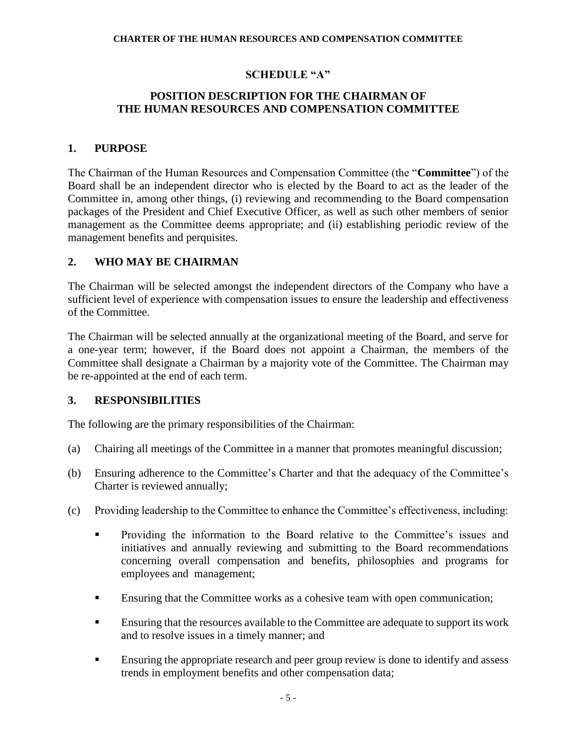## SCHEDULE "A"

## POSITION DESCRIPTION FOR THE CHAIRMAN OF THE HUMAN RESOURCES AND COMPENSATION COMMITTEE

### 1. PURPOSE

The Chairman of the Human Resources and Compensation Committee (the "**Committee**") of the Board shall be an independent director who is elected by the Board to act as the leader of the Committee in, among other things, (i) reviewing and recommending to the Board compensation packages of the President and Chief Executive Officer, as well as such other members of senior management as the Committee deems appropriate; and (ii) establishing periodic review of the management benefits and perquisites.

### 2. WHO MAY BE CHAIRMAN

The Chairman will be selected amongst the independent directors of the Company who have a sufficient level of experience with compensation issues to ensure the leadership and effectiveness of the Committee.

The Chairman will be selected annually at the organizational meeting of the Board, and serve for a one-year term; however, if the Board does not appoint a Chairman, the members of the Committee shall designate a Chairman by a majority vote of the Committee. The Chairman may be re-appointed at the end of each term.

### 3. RESPONSIBILITIES

The following are the primary responsibilities of the Chairman:

(a) Chairing all meetings of the Committee in a manner that promotes meaningful discussion;

(b) Ensuring adherence to the Committee's Charter and that the adequacy of the Committee's Charter is reviewed annually;

(c) Providing leadership to the Committee to enhance the Committee's effectiveness, including:

- Providing the information to the Board relative to the Committee's issues and initiatives and annually reviewing and submitting to the Board recommendations concerning overall compensation and benefits, philosophies and programs for employees and management;
- Ensuring that the Committee works as a cohesive team with open communication;
- Ensuring that the resources available to the Committee are adequate to support its work and to resolve issues in a timely manner; and
- Ensuring the appropriate research and peer group review is done to identify and assess trends in employment benefits and other compensation data;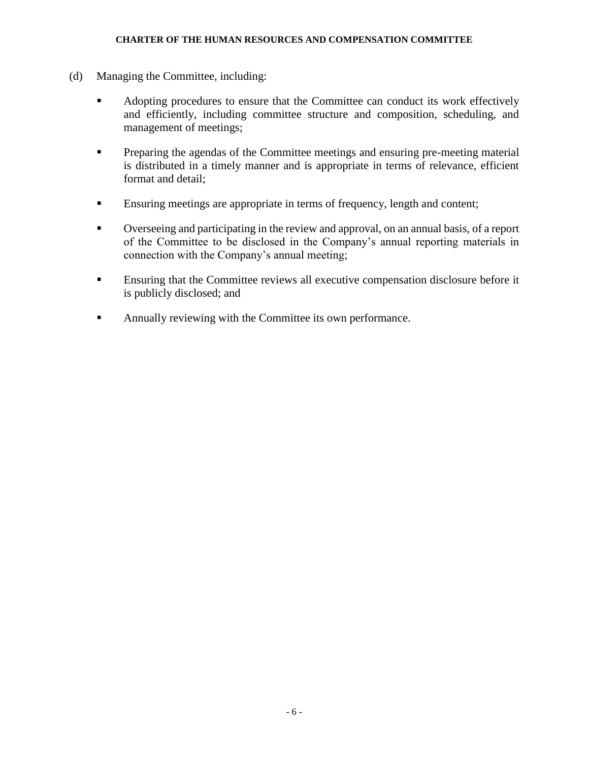(d) Managing the Committee, including:

- Adopting procedures to ensure that the Committee can conduct its work effectively and efficiently, including committee structure and composition, scheduling, and management of meetings;

- Preparing the agendas of the Committee meetings and ensuring pre-meeting material is distributed in a timely manner and is appropriate in terms of relevance, efficient format and detail;

- Ensuring meetings are appropriate in terms of frequency, length and content;

- Overseeing and participating in the review and approval, on an annual basis, of a report of the Committee to be disclosed in the Company's annual reporting materials in connection with the Company's annual meeting;

- Ensuring that the Committee reviews all executive compensation disclosure before it is publicly disclosed; and

- Annually reviewing with the Committee its own performance.